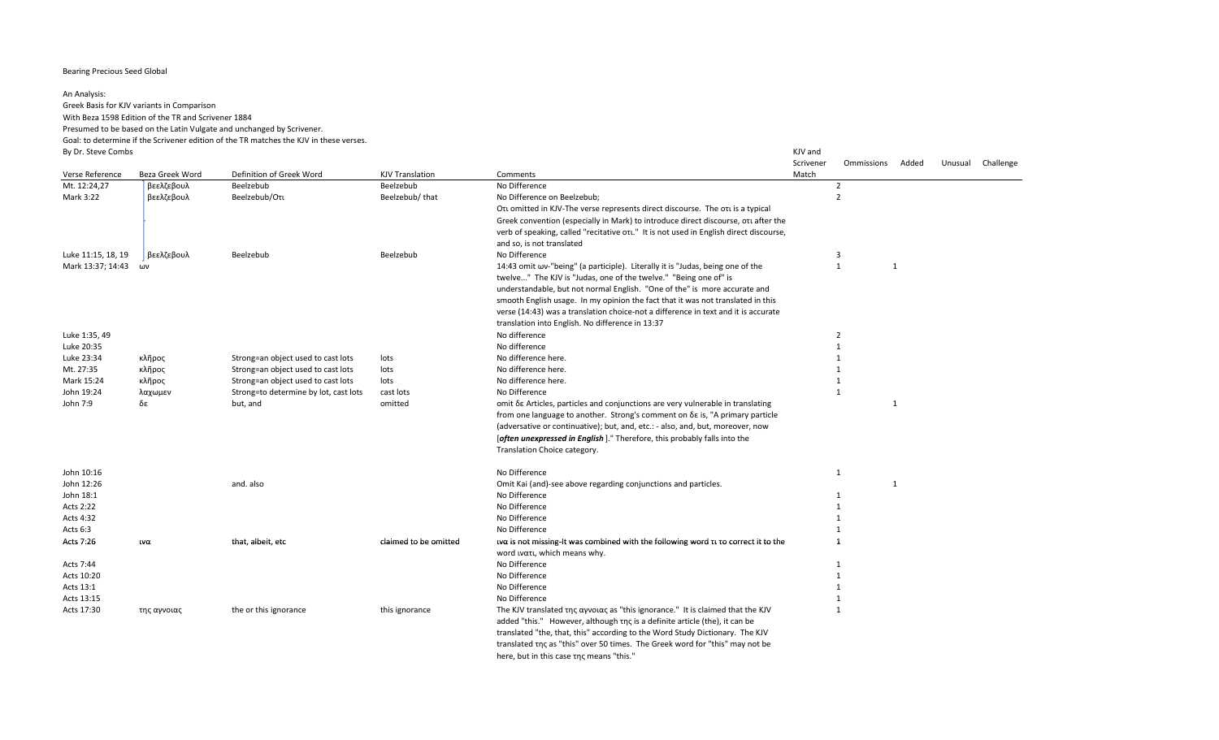Bearing Precious Seed Global

An Analysis:
Greek Basis for KJV variants in Comparison
With Beza 1598 Edition of the TR and Scrivener 1884
Presumed to be based on the Latin Vulgate and unchanged by Scrivener.
Goal: to determine if the Scrivener edition of the TR matches the KJV in these verses.
By Dr. Steve Combs

| Verse Reference | Beza Greek Word | Definition of Greek Word | KJV Translation | Comments | KJV and Scrivener Match | Ommissions | Added | Unusual | Challenge |
|---|---|---|---|---|---|---|---|---|---|
| Mt. 12:24,27 | βεελζεβουλ | Beelzebub | Beelzebub | No Difference | 2 | | | | |
| Mark 3:22 | βεελζεβουλ | Beelzebub/Oτι | Beelzebub/ that | No Difference on Beelzebub; Oτι omitted in KJV-The verse represents direct discourse. The oτι is a typical Greek convention (especially in Mark) to introduce direct discourse, oτι after the verb of speaking, called "recitative oτι." It is not used in English direct discourse, and so, is not translated | 2 | | | | |
| Luke 11:15, 18, 19 | βεελζεβουλ | Beelzebub | Beelzebub | No Difference | 3 | | | | |
| Mark 13:37; 14:43 | ων | | | 14:43 omit ων-"being" (a participle). Literally it is "Judas, being one of the twelve..." The KJV is "Judas, one of the twelve." "Being one of" is understandable, but not normal English. "One of the" is more accurate and smooth English usage. In my opinion the fact that it was not translated in this verse (14:43) was a translation choice-not a difference in text and it is accurate translation into English. No difference in 13:37 | 1 | 1 | | | |
| Luke 1:35, 49 | | | | No difference | 2 | | | | |
| Luke 20:35 | | | | No difference | 1 | | | | |
| Luke 23:34 | κλῆρος | Strong=an object used to cast lots | lots | No difference here. | 1 | | | | |
| Mt. 27:35 | κλῆρος | Strong=an object used to cast lots | lots | No difference here. | 1 | | | | |
| Mark 15:24 | κλῆρος | Strong=an object used to cast lots | lots | No difference here. | 1 | | | | |
| John 19:24 | λαχωμεν | Strong=to determine by lot, cast lots | cast lots | No Difference | 1 | | | | |
| John 7:9 | δε | but, and | omitted | omit δε Articles, particles and conjunctions are very vulnerable in translating from one language to another. Strong's comment on δε is, "A primary particle (adversative or continuative); but, and, etc.: - also, and, but, moreover, now [***often unexpressed in English***]." Therefore, this probably falls into the Translation Choice category. | | 1 | | | |
| John 10:16 | | | | No Difference | 1 | | | | |
| John 12:26 | | and. also | | Omit Kai (and)-see above regarding conjunctions and particles. | | 1 | | | |
| John 18:1 | | | | No Difference | 1 | | | | |
| Acts 2:22 | | | | No Difference | 1 | | | | |
| Acts 4:32 | | | | No Difference | 1 | | | | |
| Acts 6:3 | | | | No Difference | 1 | | | | |
| Acts 7:26 | ιvα | that, albeit, etc | claimed to be omitted | ιvα is not missing-It was combined with the following word τι to correct it to the word ιvατι, which means why. | 1 | | | | |
| Acts 7:44 | | | | No Difference | 1 | | | | |
| Acts 10:20 | | | | No Difference | 1 | | | | |
| Acts 13:1 | | | | No Difference | 1 | | | | |
| Acts 13:15 | | | | No Difference | 1 | | | | |
| Acts 17:30 | της αγνοιας | the or this ignorance | this ignorance | The KJV translated της αγνοιας as "this ignorance." It is claimed that the KJV added "this." However, although της is a definite article (the), it can be translated "the, that, this" according to the Word Study Dictionary. The KJV translated της as "this" over 50 times. The Greek word for "this" may not be here, but in this case της means "this." | 1 | | | | |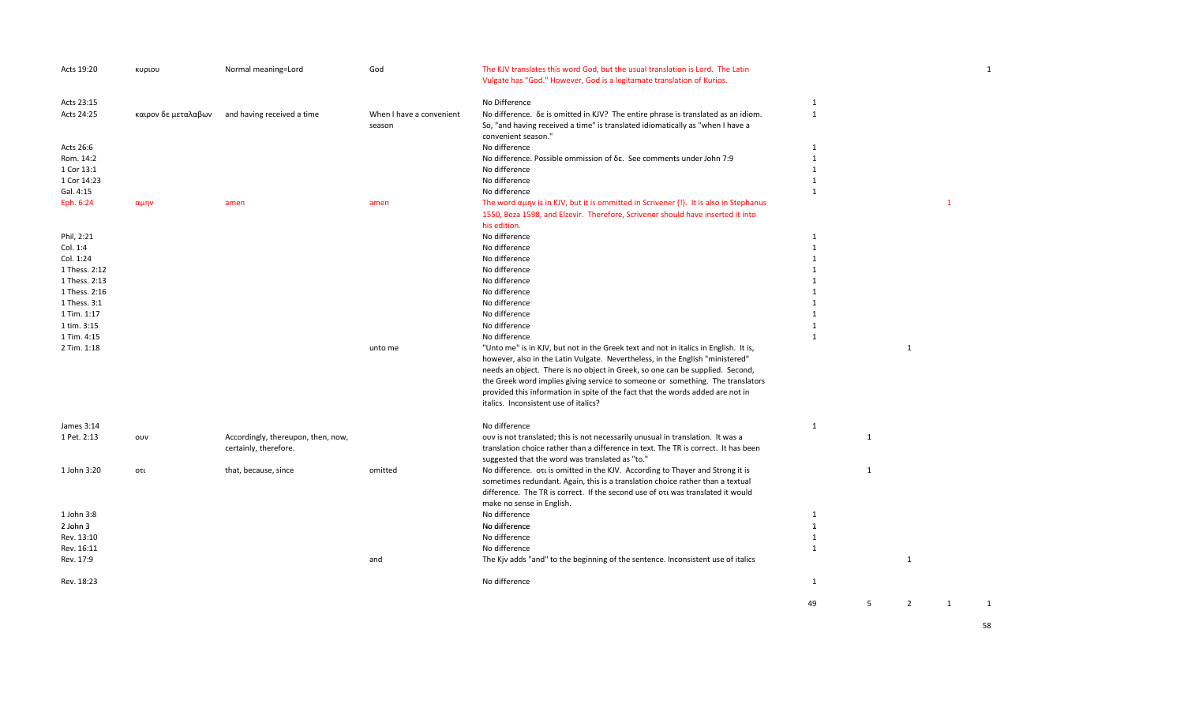| | | | | | | | | | |
|---|---|---|---|---|---|---|---|---|---|
| Acts 19:20 | κυριου | Normal meaning=Lord | God | The KJV translates this word God, but the usual translation is Lord. The Latin Vulgate has "God." However, God is a legitamate translation of Kurios. | | | | | 1 |
| Acts 23:15 | | | | No Difference | 1 | | | | |
| Acts 24:25 | καιρον δε μεταλαβων | and having received a time | When I have a convenient season | No difference. δε is omitted in KJV? The entire phrase is translated as an idiom. So, "and having received a time" is translated idiomatically as "when I have a convenient season." | 1 | | | | |
| Acts 26:6 | | | | No difference | 1 | | | | |
| Rom. 14:2 | | | | No difference. Possible ommission of δε. See comments under John 7:9 | 1 | | | | |
| 1 Cor 13:1 | | | | No difference | 1 | | | | |
| 1 Cor 14:23 | | | | No difference | 1 | | | | |
| Gal. 4:15 | | | | No difference | 1 | | | | |
| Eph. 6:24 | αμην | amen | amen | The word αμην is in KJV, but it is ommitted in Scrivener (!). It is also in Stephanus 1550, Beza 1598, and Elzevir. Therefore, Scrivener should have inserted it into his edition. | | | | 1 | |
| Phil, 2:21 | | | | No difference | 1 | | | | |
| Col. 1:4 | | | | No difference | 1 | | | | |
| Col. 1:24 | | | | No difference | 1 | | | | |
| 1 Thess. 2:12 | | | | No difference | 1 | | | | |
| 1 Thess. 2:13 | | | | No difference | 1 | | | | |
| 1 Thess. 2:16 | | | | No difference | 1 | | | | |
| 1 Thess. 3:1 | | | | No difference | 1 | | | | |
| 1 Tim. 1:17 | | | | No difference | 1 | | | | |
| 1 tim. 3:15 | | | | No difference | 1 | | | | |
| 1 Tim. 4:15 | | | | No difference | 1 | | | | |
| 2 Tim. 1:18 | | | unto me | "Unto me" is in KJV, but not in the Greek text and not in italics in English. It is, however, also in the Latin Vulgate. Nevertheless, in the English "ministered" needs an object. There is no object in Greek, so one can be supplied. Second, the Greek word implies giving service to someone or something. The translators provided this information in spite of the fact that the words added are not in italics. Inconsistent use of italics? | | | 1 | | |
| James 3:14 | | | | No difference | 1 | | | | |
| 1 Pet. 2:13 | ουν | Accordingly, thereupon, then, now, certainly, therefore. | | ουν is not translated; this is not necessarily unusual in translation. It was a translation choice rather than a difference in text. The TR is correct. It has been suggested that the word was translated as "to." | | 1 | | | |
| 1 John 3:20 | οτι | that, because, since | omitted | No difference. οτι is omitted in the KJV. According to Thayer and Strong it is sometimes redundant. Again, this is a translation choice rather than a textual difference. The TR is correct. If the second use of οτι was translated it would make no sense in English. | | 1 | | | |
| 1 John 3:8 | | | | No difference | 1 | | | | |
| 2 John 3 | | | | No difference | 1 | | | | |
| Rev. 13:10 | | | | No difference | 1 | | | | |
| Rev. 16:11 | | | | No difference | 1 | | | | |
| Rev. 17:9 | | | and | The Kjv adds "and" to the beginning of the sentence. Inconsistent use of italics | | | 1 | | |
| Rev. 18:23 | | | | No difference | 1 | | | | |
| | | | | | 49 | 5 | 2 | 1 | 1 |
| | | | | | | | | | 58 |